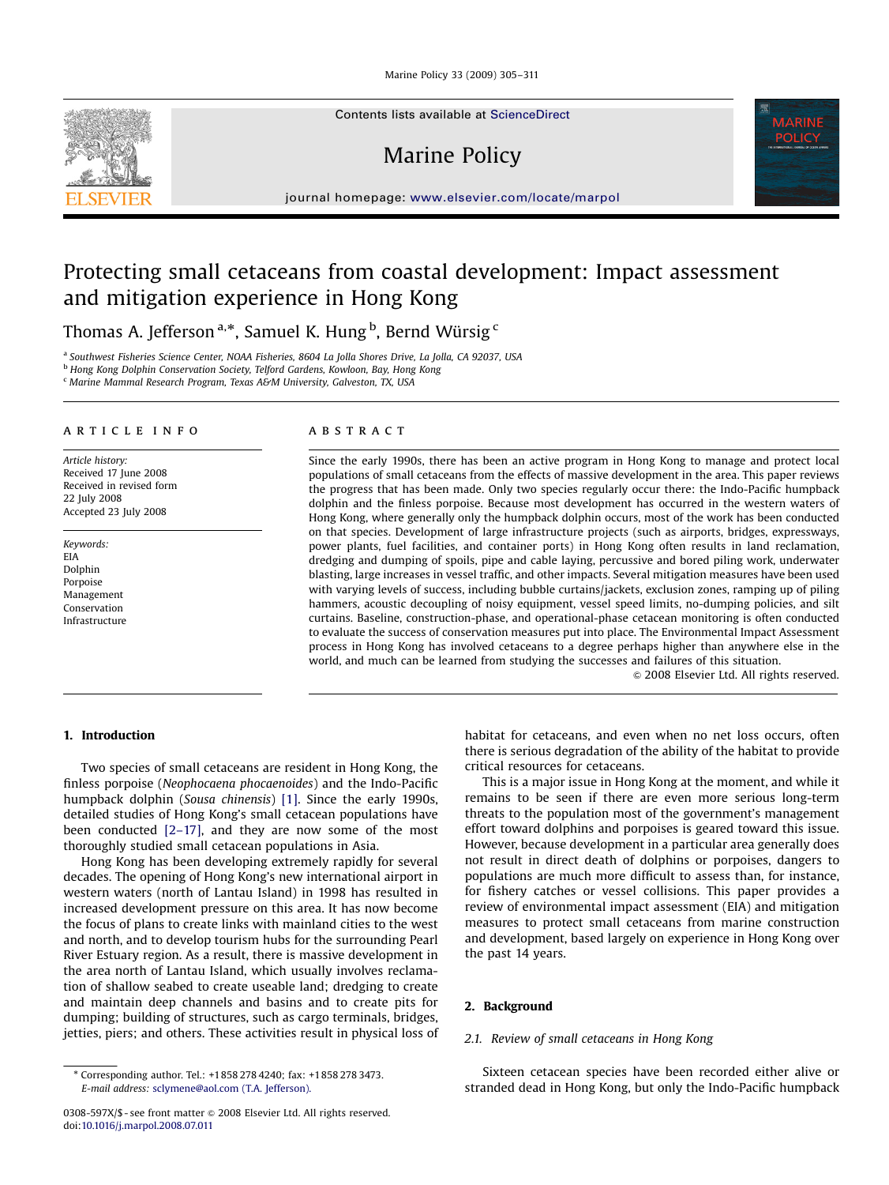# Protecting small cetaceans from coastal development: Impact assessment and mitigation experience in Hong Kong

Thomas A. Jefferson [a,*], Samuel K. Hung [b], Bernd Würsig [c]

[a] Southwest Fisheries Science Center, NOAA Fisheries, 8604 La Jolla Shores Drive, La Jolla, CA 92037, USA
[b] Hong Kong Dolphin Conservation Society, Telford Gardens, Kowloon, Bay, Hong Kong
[c] Marine Mammal Research Program, Texas A&M University, Galveston, TX, USA

**ARTICLE INFO**

*Article history:*
Received 17 June 2008
Received in revised form 22 July 2008
Accepted 23 July 2008

*Keywords:*
EIA
Dolphin
Porpoise
Management
Conservation
Infrastructure

**ABSTRACT**

Since the early 1990s, there has been an active program in Hong Kong to manage and protect local populations of small cetaceans from the effects of massive development in the area. This paper reviews the progress that has been made. Only two species regularly occur there: the Indo-Pacific humpback dolphin and the finless porpoise. Because most development has occurred in the western waters of Hong Kong, where generally only the humpback dolphin occurs, most of the work has been conducted on that species. Development of large infrastructure projects (such as airports, bridges, expressways, power plants, fuel facilities, and container ports) in Hong Kong often results in land reclamation, dredging and dumping of spoils, pipe and cable laying, percussive and bored piling work, underwater blasting, large increases in vessel traffic, and other impacts. Several mitigation measures have been used with varying levels of success, including bubble curtains/jackets, exclusion zones, ramping up of piling hammers, acoustic decoupling of noisy equipment, vessel speed limits, no-dumping policies, and silt curtains. Baseline, construction-phase, and operational-phase cetacean monitoring is often conducted to evaluate the success of conservation measures put into place. The Environmental Impact Assessment process in Hong Kong has involved cetaceans to a degree perhaps higher than anywhere else in the world, and much can be learned from studying the successes and failures of this situation.

© 2008 Elsevier Ltd. All rights reserved.

## 1. Introduction

Two species of small cetaceans are resident in Hong Kong, the finless porpoise (*Neophocaena phocaenoides*) and the Indo-Pacific humpback dolphin (*Sousa chinensis*) [1]. Since the early 1990s, detailed studies of Hong Kong's small cetacean populations have been conducted [2–17], and they are now some of the most thoroughly studied small cetacean populations in Asia.

Hong Kong has been developing extremely rapidly for several decades. The opening of Hong Kong's new international airport in western waters (north of Lantau Island) in 1998 has resulted in increased development pressure on this area. It has now become the focus of plans to create links with mainland cities to the west and north, and to develop tourism hubs for the surrounding Pearl River Estuary region. As a result, there is massive development in the area north of Lantau Island, which usually involves reclamation of shallow seabed to create useable land; dredging to create and maintain deep channels and basins and to create pits for dumping; building of structures, such as cargo terminals, bridges, jetties, piers; and others. These activities result in physical loss of habitat for cetaceans, and even when no net loss occurs, often there is serious degradation of the ability of the habitat to provide critical resources for cetaceans.

This is a major issue in Hong Kong at the moment, and while it remains to be seen if there are even more serious long-term threats to the population most of the government's management effort toward dolphins and porpoises is geared toward this issue. However, because development in a particular area generally does not result in direct death of dolphins or porpoises, dangers to populations are much more difficult to assess than, for instance, for fishery catches or vessel collisions. This paper provides a review of environmental impact assessment (EIA) and mitigation measures to protect small cetaceans from marine construction and development, based largely on experience in Hong Kong over the past 14 years.

## 2. Background

### 2.1. Review of small cetaceans in Hong Kong

Sixteen cetacean species have been recorded either alive or stranded dead in Hong Kong, but only the Indo-Pacific humpback

\* Corresponding author. Tel.: +1 858 278 4240; fax: +1 858 278 3473.
E-mail address: sclymene@aol.com (T.A. Jefferson).

0308-597X/$ - see front matter © 2008 Elsevier Ltd. All rights reserved.
doi:10.1016/j.marpol.2008.07.011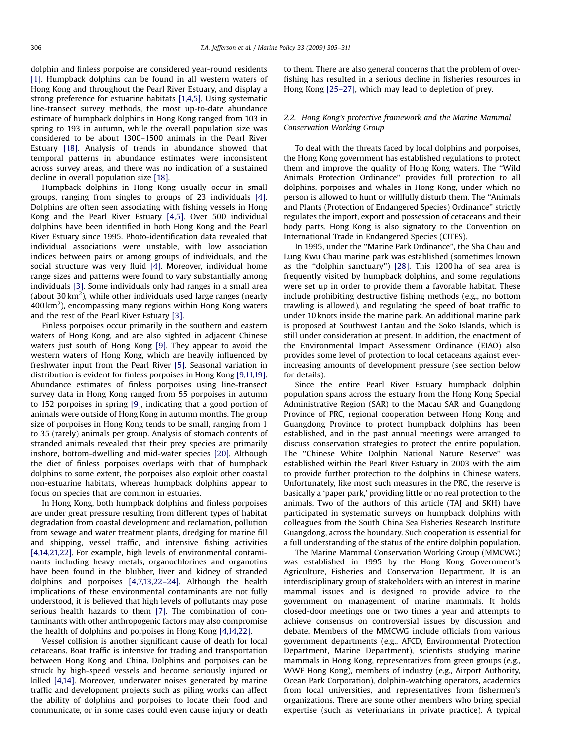dolphin and finless porpoise are considered year-round residents [1]. Humpback dolphins can be found in all western waters of Hong Kong and throughout the Pearl River Estuary, and display a strong preference for estuarine habitats [1,4,5]. Using systematic line-transect survey methods, the most up-to-date abundance estimate of humpback dolphins in Hong Kong ranged from 103 in spring to 193 in autumn, while the overall population size was considered to be about 1300–1500 animals in the Pearl River Estuary [18]. Analysis of trends in abundance showed that temporal patterns in abundance estimates were inconsistent across survey areas, and there was no indication of a sustained decline in overall population size [18].

Humpback dolphins in Hong Kong usually occur in small groups, ranging from singles to groups of 23 individuals [4]. Dolphins are often seen associating with fishing vessels in Hong Kong and the Pearl River Estuary [4,5]. Over 500 individual dolphins have been identified in both Hong Kong and the Pearl River Estuary since 1995. Photo-identification data revealed that individual associations were unstable, with low association indices between pairs or among groups of individuals, and the social structure was very fluid [4]. Moreover, individual home range sizes and patterns were found to vary substantially among individuals [3]. Some individuals only had ranges in a small area (about 30 $km^2$), while other individuals used large ranges (nearly 400 $km^2$), encompassing many regions within Hong Kong waters and the rest of the Pearl River Estuary [3].

Finless porpoises occur primarily in the southern and eastern waters of Hong Kong, and are also sighted in adjacent Chinese waters just south of Hong Kong [9]. They appear to avoid the western waters of Hong Kong, which are heavily influenced by freshwater input from the Pearl River [5]. Seasonal variation in distribution is evident for finless porpoises in Hong Kong [9,11,19]. Abundance estimates of finless porpoises using line-transect survey data in Hong Kong ranged from 55 porpoises in autumn to 152 porpoises in spring [9], indicating that a good portion of animals were outside of Hong Kong in autumn months. The group size of porpoises in Hong Kong tends to be small, ranging from 1 to 35 (rarely) animals per group. Analysis of stomach contents of stranded animals revealed that their prey species are primarily inshore, bottom-dwelling and mid-water species [20]. Although the diet of finless porpoises overlaps with that of humpback dolphins to some extent, the porpoises also exploit other coastal non-estuarine habitats, whereas humpback dolphins appear to focus on species that are common in estuaries.

In Hong Kong, both humpback dolphins and finless porpoises are under great pressure resulting from different types of habitat degradation from coastal development and reclamation, pollution from sewage and water treatment plants, dredging for marine fill and shipping, vessel traffic, and intensive fishing activities [4,14,21,22]. For example, high levels of environmental contaminants including heavy metals, organochlorines and organotins have been found in the blubber, liver and kidney of stranded dolphins and porpoises [4,7,13,22–24]. Although the health implications of these environmental contaminants are not fully understood, it is believed that high levels of pollutants may pose serious health hazards to them [7]. The combination of contaminants with other anthropogenic factors may also compromise the health of dolphins and porpoises in Hong Kong [4,14,22].

Vessel collision is another significant cause of death for local cetaceans. Boat traffic is intensive for trading and transportation between Hong Kong and China. Dolphins and porpoises can be struck by high-speed vessels and become seriously injured or killed [4,14]. Moreover, underwater noises generated by marine traffic and development projects such as piling works can affect the ability of dolphins and porpoises to locate their food and communicate, or in some cases could even cause injury or death to them. There are also general concerns that the problem of over-fishing has resulted in a serious decline in fisheries resources in Hong Kong [25–27], which may lead to depletion of prey.

### 2.2. Hong Kong's protective framework and the Marine Mammal Conservation Working Group

To deal with the threats faced by local dolphins and porpoises, the Hong Kong government has established regulations to protect them and improve the quality of Hong Kong waters. The "Wild Animals Protection Ordinance" provides full protection to all dolphins, porpoises and whales in Hong Kong, under which no person is allowed to hunt or willfully disturb them. The "Animals and Plants (Protection of Endangered Species) Ordinance" strictly regulates the import, export and possession of cetaceans and their body parts. Hong Kong is also signatory to the Convention on International Trade in Endangered Species (CITES).

In 1995, under the "Marine Park Ordinance", the Sha Chau and Lung Kwu Chau marine park was established (sometimes known as the "dolphin sanctuary") [28]. This 1200 ha of sea area is frequently visited by humpback dolphins, and some regulations were set up in order to provide them a favorable habitat. These include prohibiting destructive fishing methods (e.g., no bottom trawling is allowed), and regulating the speed of boat traffic to under 10 knots inside the marine park. An additional marine park is proposed at Southwest Lantau and the Soko Islands, which is still under consideration at present. In addition, the enactment of the Environmental Impact Assessment Ordinance (EIAO) also provides some level of protection to local cetaceans against ever-increasing amounts of development pressure (see section below for details).

Since the entire Pearl River Estuary humpback dolphin population spans across the estuary from the Hong Kong Special Administrative Region (SAR) to the Macau SAR and Guangdong Province of PRC, regional cooperation between Hong Kong and Guangdong Province to protect humpback dolphins has been established, and in the past annual meetings were arranged to discuss conservation strategies to protect the entire population. The "Chinese White Dolphin National Nature Reserve" was established within the Pearl River Estuary in 2003 with the aim to provide further protection to the dolphins in Chinese waters. Unfortunately, like most such measures in the PRC, the reserve is basically a 'paper park,' providing little or no real protection to the animals. Two of the authors of this article (TAJ and SKH) have participated in systematic surveys on humpback dolphins with colleagues from the South China Sea Fisheries Research Institute Guangdong, across the boundary. Such cooperation is essential for a full understanding of the status of the entire dolphin population.

The Marine Mammal Conservation Working Group (MMCWG) was established in 1995 by the Hong Kong Government's Agriculture, Fisheries and Conservation Department. It is an interdisciplinary group of stakeholders with an interest in marine mammal issues and is designed to provide advice to the government on management of marine mammals. It holds closed-door meetings one or two times a year and attempts to achieve consensus on controversial issues by discussion and debate. Members of the MMCWG include officials from various government departments (e.g., AFCD, Environmental Protection Department, Marine Department), scientists studying marine mammals in Hong Kong, representatives from green groups (e.g., WWF Hong Kong), members of industry (e.g., Airport Authority, Ocean Park Corporation), dolphin-watching operators, academics from local universities, and representatives from fishermen's organizations. There are some other members who bring special expertise (such as veterinarians in private practice). A typical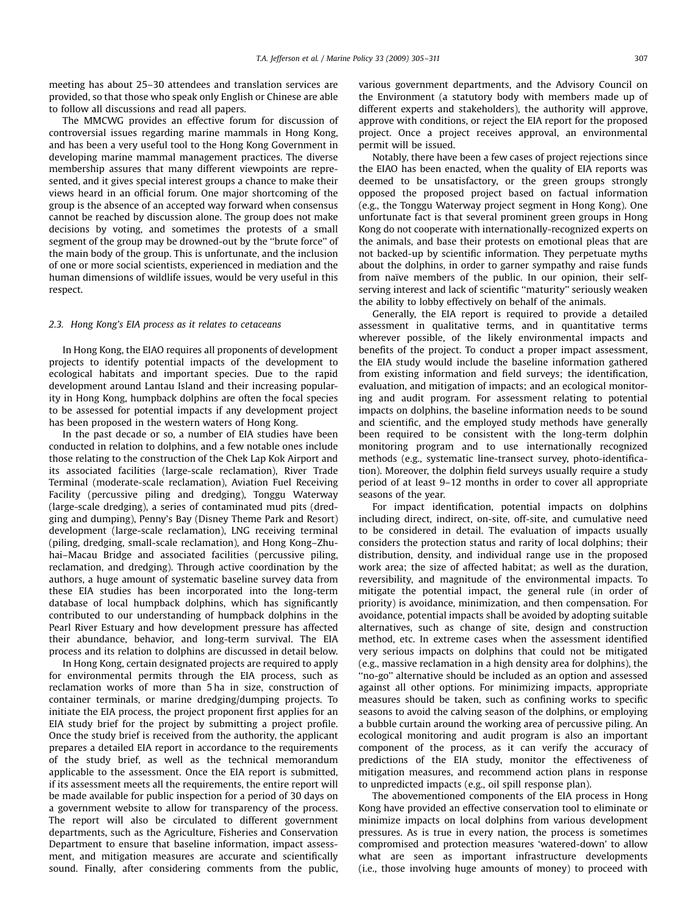meeting has about 25–30 attendees and translation services are provided, so that those who speak only English or Chinese are able to follow all discussions and read all papers.

The MMCWG provides an effective forum for discussion of controversial issues regarding marine mammals in Hong Kong, and has been a very useful tool to the Hong Kong Government in developing marine mammal management practices. The diverse membership assures that many different viewpoints are represented, and it gives special interest groups a chance to make their views heard in an official forum. One major shortcoming of the group is the absence of an accepted way forward when consensus cannot be reached by discussion alone. The group does not make decisions by voting, and sometimes the protests of a small segment of the group may be drowned-out by the ''brute force'' of the main body of the group. This is unfortunate, and the inclusion of one or more social scientists, experienced in mediation and the human dimensions of wildlife issues, would be very useful in this respect.

### 2.3. Hong Kong's EIA process as it relates to cetaceans

In Hong Kong, the EIAO requires all proponents of development projects to identify potential impacts of the development to ecological habitats and important species. Due to the rapid development around Lantau Island and their increasing popularity in Hong Kong, humpback dolphins are often the focal species to be assessed for potential impacts if any development project has been proposed in the western waters of Hong Kong.

In the past decade or so, a number of EIA studies have been conducted in relation to dolphins, and a few notable ones include those relating to the construction of the Chek Lap Kok Airport and its associated facilities (large-scale reclamation), River Trade Terminal (moderate-scale reclamation), Aviation Fuel Receiving Facility (percussive piling and dredging), Tonggu Waterway (large-scale dredging), a series of contaminated mud pits (dredging and dumping), Penny's Bay (Disney Theme Park and Resort) development (large-scale reclamation), LNG receiving terminal (piling, dredging, small-scale reclamation), and Hong Kong–Zhuhai–Macau Bridge and associated facilities (percussive piling, reclamation, and dredging). Through active coordination by the authors, a huge amount of systematic baseline survey data from these EIA studies has been incorporated into the long-term database of local humpback dolphins, which has significantly contributed to our understanding of humpback dolphins in the Pearl River Estuary and how development pressure has affected their abundance, behavior, and long-term survival. The EIA process and its relation to dolphins are discussed in detail below.

In Hong Kong, certain designated projects are required to apply for environmental permits through the EIA process, such as reclamation works of more than 5 ha in size, construction of container terminals, or marine dredging/dumping projects. To initiate the EIA process, the project proponent first applies for an EIA study brief for the project by submitting a project profile. Once the study brief is received from the authority, the applicant prepares a detailed EIA report in accordance to the requirements of the study brief, as well as the technical memorandum applicable to the assessment. Once the EIA report is submitted, if its assessment meets all the requirements, the entire report will be made available for public inspection for a period of 30 days on a government website to allow for transparency of the process. The report will also be circulated to different government departments, such as the Agriculture, Fisheries and Conservation Department to ensure that baseline information, impact assessment, and mitigation measures are accurate and scientifically sound. Finally, after considering comments from the public, various government departments, and the Advisory Council on the Environment (a statutory body with members made up of different experts and stakeholders), the authority will approve, approve with conditions, or reject the EIA report for the proposed project. Once a project receives approval, an environmental permit will be issued.

Notably, there have been a few cases of project rejections since the EIAO has been enacted, when the quality of EIA reports was deemed to be unsatisfactory, or the green groups strongly opposed the proposed project based on factual information (e.g., the Tonggu Waterway project segment in Hong Kong). One unfortunate fact is that several prominent green groups in Hong Kong do not cooperate with internationally-recognized experts on the animals, and base their protests on emotional pleas that are not backed-up by scientific information. They perpetuate myths about the dolphins, in order to garner sympathy and raise funds from naïve members of the public. In our opinion, their self-serving interest and lack of scientific ''maturity'' seriously weaken the ability to lobby effectively on behalf of the animals.

Generally, the EIA report is required to provide a detailed assessment in qualitative terms, and in quantitative terms wherever possible, of the likely environmental impacts and benefits of the project. To conduct a proper impact assessment, the EIA study would include the baseline information gathered from existing information and field surveys; the identification, evaluation, and mitigation of impacts; and an ecological monitoring and audit program. For assessment relating to potential impacts on dolphins, the baseline information needs to be sound and scientific, and the employed study methods have generally been required to be consistent with the long-term dolphin monitoring program and to use internationally recognized methods (e.g., systematic line-transect survey, photo-identification). Moreover, the dolphin field surveys usually require a study period of at least 9–12 months in order to cover all appropriate seasons of the year.

For impact identification, potential impacts on dolphins including direct, indirect, on-site, off-site, and cumulative need to be considered in detail. The evaluation of impacts usually considers the protection status and rarity of local dolphins; their distribution, density, and individual range use in the proposed work area; the size of affected habitat; as well as the duration, reversibility, and magnitude of the environmental impacts. To mitigate the potential impact, the general rule (in order of priority) is avoidance, minimization, and then compensation. For avoidance, potential impacts shall be avoided by adopting suitable alternatives, such as change of site, design and construction method, etc. In extreme cases when the assessment identified very serious impacts on dolphins that could not be mitigated (e.g., massive reclamation in a high density area for dolphins), the ''no-go'' alternative should be included as an option and assessed against all other options. For minimizing impacts, appropriate measures should be taken, such as confining works to specific seasons to avoid the calving season of the dolphins, or employing a bubble curtain around the working area of percussive piling. An ecological monitoring and audit program is also an important component of the process, as it can verify the accuracy of predictions of the EIA study, monitor the effectiveness of mitigation measures, and recommend action plans in response to unpredicted impacts (e.g., oil spill response plan).

The abovementioned components of the EIA process in Hong Kong have provided an effective conservation tool to eliminate or minimize impacts on local dolphins from various development pressures. As is true in every nation, the process is sometimes compromised and protection measures 'watered-down' to allow what are seen as important infrastructure developments (i.e., those involving huge amounts of money) to proceed with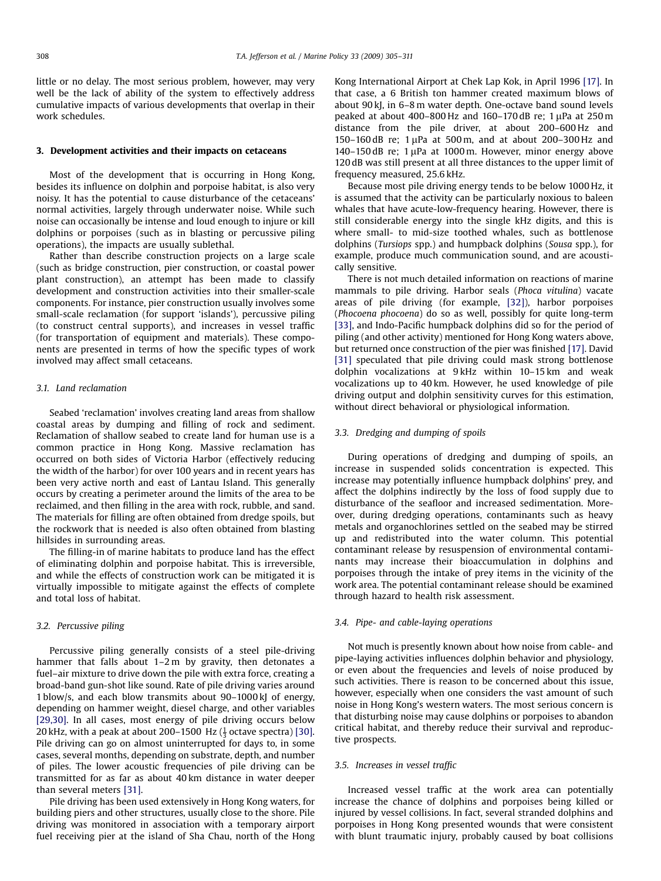little or no delay. The most serious problem, however, may very well be the lack of ability of the system to effectively address cumulative impacts of various developments that overlap in their work schedules.

## 3. Development activities and their impacts on cetaceans

Most of the development that is occurring in Hong Kong, besides its influence on dolphin and porpoise habitat, is also very noisy. It has the potential to cause disturbance of the cetaceans' normal activities, largely through underwater noise. While such noise can occasionally be intense and loud enough to injure or kill dolphins or porpoises (such as in blasting or percussive piling operations), the impacts are usually sublethal.

Rather than describe construction projects on a large scale (such as bridge construction, pier construction, or coastal power plant construction), an attempt has been made to classify development and construction activities into their smaller-scale components. For instance, pier construction usually involves some small-scale reclamation (for support 'islands'), percussive piling (to construct central supports), and increases in vessel traffic (for transportation of equipment and materials). These components are presented in terms of how the specific types of work involved may affect small cetaceans.

### 3.1. Land reclamation

Seabed 'reclamation' involves creating land areas from shallow coastal areas by dumping and filling of rock and sediment. Reclamation of shallow seabed to create land for human use is a common practice in Hong Kong. Massive reclamation has occurred on both sides of Victoria Harbor (effectively reducing the width of the harbor) for over 100 years and in recent years has been very active north and east of Lantau Island. This generally occurs by creating a perimeter around the limits of the area to be reclaimed, and then filling in the area with rock, rubble, and sand. The materials for filling are often obtained from dredge spoils, but the rockwork that is needed is also often obtained from blasting hillsides in surrounding areas.

The filling-in of marine habitats to produce land has the effect of eliminating dolphin and porpoise habitat. This is irreversible, and while the effects of construction work can be mitigated it is virtually impossible to mitigate against the effects of complete and total loss of habitat.

### 3.2. Percussive piling

Percussive piling generally consists of a steel pile-driving hammer that falls about 1–2 m by gravity, then detonates a fuel–air mixture to drive down the pile with extra force, creating a broad-band gun-shot like sound. Rate of pile driving varies around 1 blow/s, and each blow transmits about 90–1000 kJ of energy, depending on hammer weight, diesel charge, and other variables [29,30]. In all cases, most energy of pile driving occurs below 20 kHz, with a peak at about 200–1500 Hz ($\frac{1}{3}$ octave spectra) [30]. Pile driving can go on almost uninterrupted for days to, in some cases, several months, depending on substrate, depth, and number of piles. The lower acoustic frequencies of pile driving can be transmitted for as far as about 40 km distance in water deeper than several meters [31].

Pile driving has been used extensively in Hong Kong waters, for building piers and other structures, usually close to the shore. Pile driving was monitored in association with a temporary airport fuel receiving pier at the island of Sha Chau, north of the Hong Kong International Airport at Chek Lap Kok, in April 1996 [17]. In that case, a 6 British ton hammer created maximum blows of about 90 kJ, in 6–8 m water depth. One-octave band sound levels peaked at about 400–800 Hz and 160–170 dB re; 1 μPa at 250 m distance from the pile driver, at about 200–600 Hz and 150–160 dB re; 1 μPa at 500 m, and at about 200–300 Hz and 140–150 dB re; 1 μPa at 1000 m. However, minor energy above 120 dB was still present at all three distances to the upper limit of frequency measured, 25.6 kHz.

Because most pile driving energy tends to be below 1000 Hz, it is assumed that the activity can be particularly noxious to baleen whales that have acute-low-frequency hearing. However, there is still considerable energy into the single kHz digits, and this is where small- to mid-size toothed whales, such as bottlenose dolphins (*Tursiops* spp.) and humpback dolphins (*Sousa* spp.), for example, produce much communication sound, and are acoustically sensitive.

There is not much detailed information on reactions of marine mammals to pile driving. Harbor seals (*Phoca vitulina*) vacate areas of pile driving (for example, [32]), harbor porpoises (*Phocoena phocoena*) do so as well, possibly for quite long-term [33], and Indo-Pacific humpback dolphins did so for the period of piling (and other activity) mentioned for Hong Kong waters above, but returned once construction of the pier was finished [17]. David [31] speculated that pile driving could mask strong bottlenose dolphin vocalizations at 9 kHz within 10–15 km and weak vocalizations up to 40 km. However, he used knowledge of pile driving output and dolphin sensitivity curves for this estimation, without direct behavioral or physiological information.

### 3.3. Dredging and dumping of spoils

During operations of dredging and dumping of spoils, an increase in suspended solids concentration is expected. This increase may potentially influence humpback dolphins' prey, and affect the dolphins indirectly by the loss of food supply due to disturbance of the seafloor and increased sedimentation. Moreover, during dredging operations, contaminants such as heavy metals and organochlorines settled on the seabed may be stirred up and redistributed into the water column. This potential contaminant release by resuspension of environmental contaminants may increase their bioaccumulation in dolphins and porpoises through the intake of prey items in the vicinity of the work area. The potential contaminant release should be examined through hazard to health risk assessment.

### 3.4. Pipe- and cable-laying operations

Not much is presently known about how noise from cable- and pipe-laying activities influences dolphin behavior and physiology, or even about the frequencies and levels of noise produced by such activities. There is reason to be concerned about this issue, however, especially when one considers the vast amount of such noise in Hong Kong's western waters. The most serious concern is that disturbing noise may cause dolphins or porpoises to abandon critical habitat, and thereby reduce their survival and reproductive prospects.

### 3.5. Increases in vessel traffic

Increased vessel traffic at the work area can potentially increase the chance of dolphins and porpoises being killed or injured by vessel collisions. In fact, several stranded dolphins and porpoises in Hong Kong presented wounds that were consistent with blunt traumatic injury, probably caused by boat collisions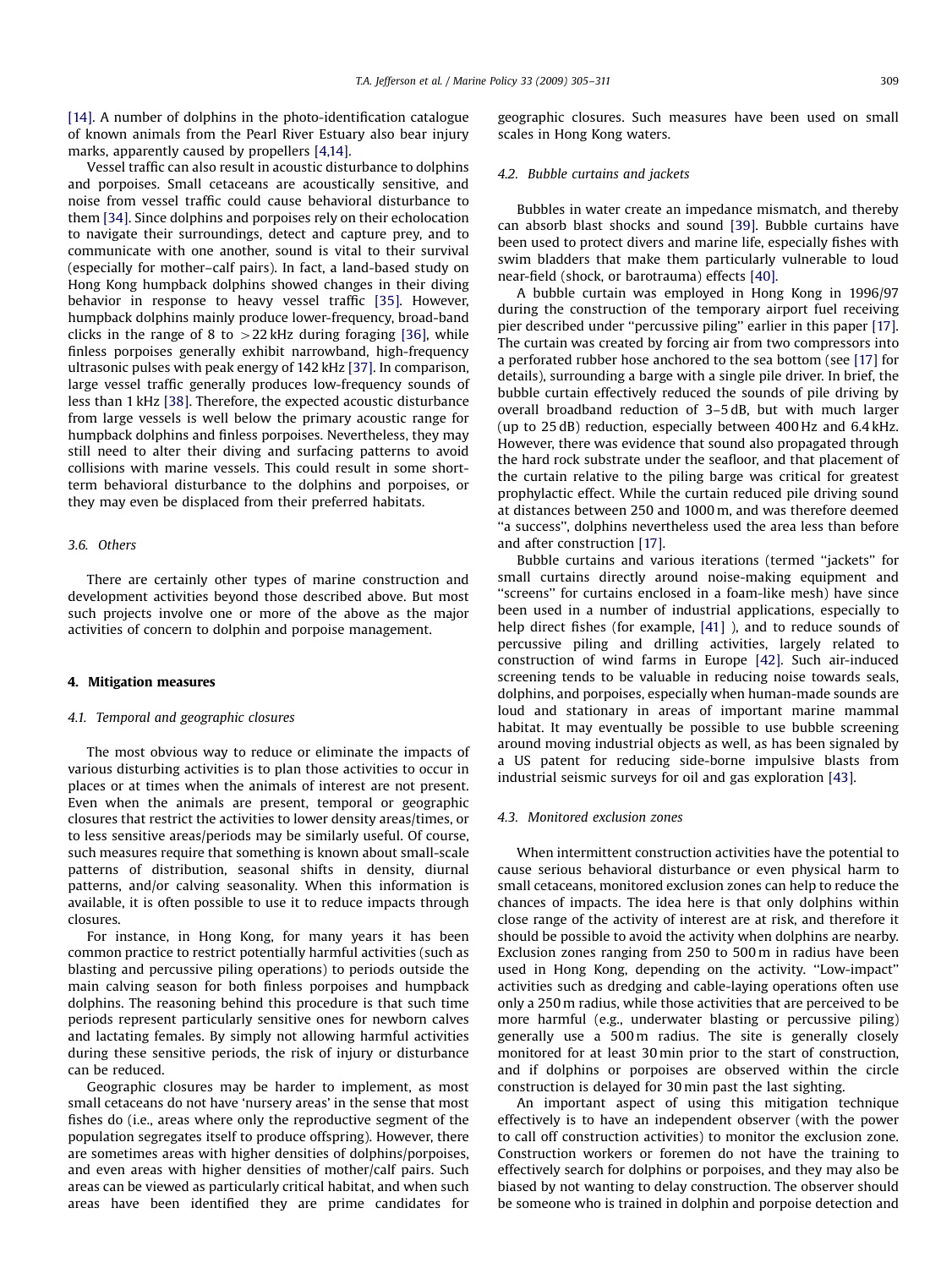[14]. A number of dolphins in the photo-identification catalogue of known animals from the Pearl River Estuary also bear injury marks, apparently caused by propellers [4,14].

Vessel traffic can also result in acoustic disturbance to dolphins and porpoises. Small cetaceans are acoustically sensitive, and noise from vessel traffic could cause behavioral disturbance to them [34]. Since dolphins and porpoises rely on their echolocation to navigate their surroundings, detect and capture prey, and to communicate with one another, sound is vital to their survival (especially for mother–calf pairs). In fact, a land-based study on Hong Kong humpback dolphins showed changes in their diving behavior in response to heavy vessel traffic [35]. However, humpback dolphins mainly produce lower-frequency, broad-band clicks in the range of 8 to >22 kHz during foraging [36], while finless porpoises generally exhibit narrowband, high-frequency ultrasonic pulses with peak energy of 142 kHz [37]. In comparison, large vessel traffic generally produces low-frequency sounds of less than 1 kHz [38]. Therefore, the expected acoustic disturbance from large vessels is well below the primary acoustic range for humpback dolphins and finless porpoises. Nevertheless, they may still need to alter their diving and surfacing patterns to avoid collisions with marine vessels. This could result in some short-term behavioral disturbance to the dolphins and porpoises, or they may even be displaced from their preferred habitats.

### 3.6. Others

There are certainly other types of marine construction and development activities beyond those described above. But most such projects involve one or more of the above as the major activities of concern to dolphin and porpoise management.

## 4. Mitigation measures

### 4.1. Temporal and geographic closures

The most obvious way to reduce or eliminate the impacts of various disturbing activities is to plan those activities to occur in places or at times when the animals of interest are not present. Even when the animals are present, temporal or geographic closures that restrict the activities to lower density areas/times, or to less sensitive areas/periods may be similarly useful. Of course, such measures require that something is known about small-scale patterns of distribution, seasonal shifts in density, diurnal patterns, and/or calving seasonality. When this information is available, it is often possible to use it to reduce impacts through closures.

For instance, in Hong Kong, for many years it has been common practice to restrict potentially harmful activities (such as blasting and percussive piling operations) to periods outside the main calving season for both finless porpoises and humpback dolphins. The reasoning behind this procedure is that such time periods represent particularly sensitive ones for newborn calves and lactating females. By simply not allowing harmful activities during these sensitive periods, the risk of injury or disturbance can be reduced.

Geographic closures may be harder to implement, as most small cetaceans do not have 'nursery areas' in the sense that most fishes do (i.e., areas where only the reproductive segment of the population segregates itself to produce offspring). However, there are sometimes areas with higher densities of dolphins/porpoises, and even areas with higher densities of mother/calf pairs. Such areas can be viewed as particularly critical habitat, and when such areas have been identified they are prime candidates for geographic closures. Such measures have been used on small scales in Hong Kong waters.

### 4.2. Bubble curtains and jackets

Bubbles in water create an impedance mismatch, and thereby can absorb blast shocks and sound [39]. Bubble curtains have been used to protect divers and marine life, especially fishes with swim bladders that make them particularly vulnerable to loud near-field (shock, or barotrauma) effects [40].

A bubble curtain was employed in Hong Kong in 1996/97 during the construction of the temporary airport fuel receiving pier described under "percussive piling" earlier in this paper [17]. The curtain was created by forcing air from two compressors into a perforated rubber hose anchored to the sea bottom (see [17] for details), surrounding a barge with a single pile driver. In brief, the bubble curtain effectively reduced the sounds of pile driving by overall broadband reduction of 3–5 dB, but with much larger (up to 25 dB) reduction, especially between 400 Hz and 6.4 kHz. However, there was evidence that sound also propagated through the hard rock substrate under the seafloor, and that placement of the curtain relative to the piling barge was critical for greatest prophylactic effect. While the curtain reduced pile driving sound at distances between 250 and 1000 m, and was therefore deemed "a success", dolphins nevertheless used the area less than before and after construction [17].

Bubble curtains and various iterations (termed "jackets" for small curtains directly around noise-making equipment and "screens" for curtains enclosed in a foam-like mesh) have since been used in a number of industrial applications, especially to help direct fishes (for example, [41] ), and to reduce sounds of percussive piling and drilling activities, largely related to construction of wind farms in Europe [42]. Such air-induced screening tends to be valuable in reducing noise towards seals, dolphins, and porpoises, especially when human-made sounds are loud and stationary in areas of important marine mammal habitat. It may eventually be possible to use bubble screening around moving industrial objects as well, as has been signaled by a US patent for reducing side-borne impulsive blasts from industrial seismic surveys for oil and gas exploration [43].

### 4.3. Monitored exclusion zones

When intermittent construction activities have the potential to cause serious behavioral disturbance or even physical harm to small cetaceans, monitored exclusion zones can help to reduce the chances of impacts. The idea here is that only dolphins within close range of the activity of interest are at risk, and therefore it should be possible to avoid the activity when dolphins are nearby. Exclusion zones ranging from 250 to 500 m in radius have been used in Hong Kong, depending on the activity. "Low-impact" activities such as dredging and cable-laying operations often use only a 250 m radius, while those activities that are perceived to be more harmful (e.g., underwater blasting or percussive piling) generally use a 500 m radius. The site is generally closely monitored for at least 30 min prior to the start of construction, and if dolphins or porpoises are observed within the circle construction is delayed for 30 min past the last sighting.

An important aspect of using this mitigation technique effectively is to have an independent observer (with the power to call off construction activities) to monitor the exclusion zone. Construction workers or foremen do not have the training to effectively search for dolphins or porpoises, and they may also be biased by not wanting to delay construction. The observer should be someone who is trained in dolphin and porpoise detection and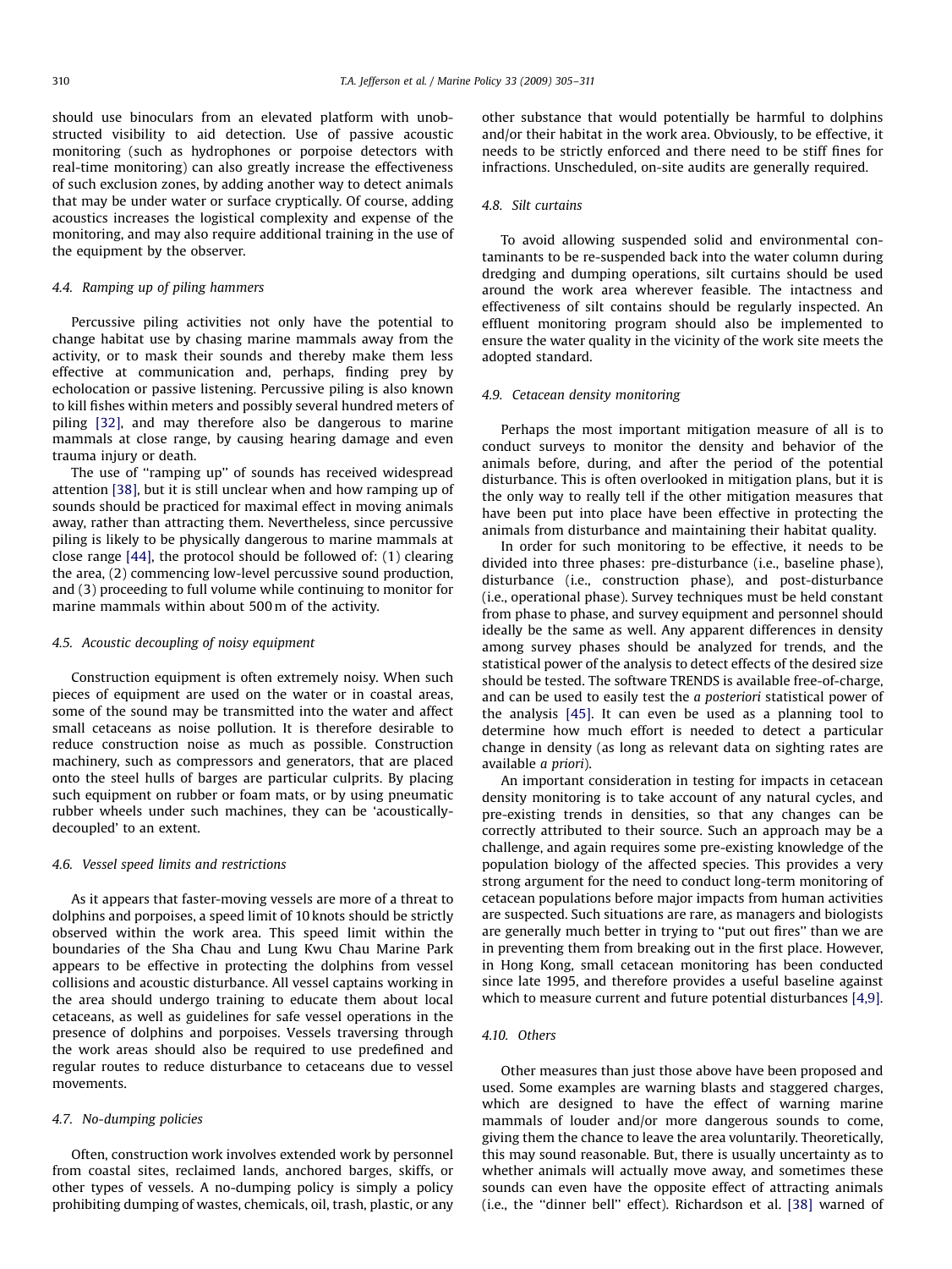should use binoculars from an elevated platform with unobstructed visibility to aid detection. Use of passive acoustic monitoring (such as hydrophones or porpoise detectors with real-time monitoring) can also greatly increase the effectiveness of such exclusion zones, by adding another way to detect animals that may be under water or surface cryptically. Of course, adding acoustics increases the logistical complexity and expense of the monitoring, and may also require additional training in the use of the equipment by the observer.

### 4.4. Ramping up of piling hammers

Percussive piling activities not only have the potential to change habitat use by chasing marine mammals away from the activity, or to mask their sounds and thereby make them less effective at communication and, perhaps, finding prey by echolocation or passive listening. Percussive piling is also known to kill fishes within meters and possibly several hundred meters of piling [32], and may therefore also be dangerous to marine mammals at close range, by causing hearing damage and even trauma injury or death.

The use of "ramping up" of sounds has received widespread attention [38], but it is still unclear when and how ramping up of sounds should be practiced for maximal effect in moving animals away, rather than attracting them. Nevertheless, since percussive piling is likely to be physically dangerous to marine mammals at close range [44], the protocol should be followed of: (1) clearing the area, (2) commencing low-level percussive sound production, and (3) proceeding to full volume while continuing to monitor for marine mammals within about 500 m of the activity.

### 4.5. Acoustic decoupling of noisy equipment

Construction equipment is often extremely noisy. When such pieces of equipment are used on the water or in coastal areas, some of the sound may be transmitted into the water and affect small cetaceans as noise pollution. It is therefore desirable to reduce construction noise as much as possible. Construction machinery, such as compressors and generators, that are placed onto the steel hulls of barges are particular culprits. By placing such equipment on rubber or foam mats, or by using pneumatic rubber wheels under such machines, they can be 'acoustically-decoupled' to an extent.

### 4.6. Vessel speed limits and restrictions

As it appears that faster-moving vessels are more of a threat to dolphins and porpoises, a speed limit of 10 knots should be strictly observed within the work area. This speed limit within the boundaries of the Sha Chau and Lung Kwu Chau Marine Park appears to be effective in protecting the dolphins from vessel collisions and acoustic disturbance. All vessel captains working in the area should undergo training to educate them about local cetaceans, as well as guidelines for safe vessel operations in the presence of dolphins and porpoises. Vessels traversing through the work areas should also be required to use predefined and regular routes to reduce disturbance to cetaceans due to vessel movements.

### 4.7. No-dumping policies

Often, construction work involves extended work by personnel from coastal sites, reclaimed lands, anchored barges, skiffs, or other types of vessels. A no-dumping policy is simply a policy prohibiting dumping of wastes, chemicals, oil, trash, plastic, or any other substance that would potentially be harmful to dolphins and/or their habitat in the work area. Obviously, to be effective, it needs to be strictly enforced and there need to be stiff fines for infractions. Unscheduled, on-site audits are generally required.

### 4.8. Silt curtains

To avoid allowing suspended solid and environmental contaminants to be re-suspended back into the water column during dredging and dumping operations, silt curtains should be used around the work area wherever feasible. The intactness and effectiveness of silt contains should be regularly inspected. An effluent monitoring program should also be implemented to ensure the water quality in the vicinity of the work site meets the adopted standard.

### 4.9. Cetacean density monitoring

Perhaps the most important mitigation measure of all is to conduct surveys to monitor the density and behavior of the animals before, during, and after the period of the potential disturbance. This is often overlooked in mitigation plans, but it is the only way to really tell if the other mitigation measures that have been put into place have been effective in protecting the animals from disturbance and maintaining their habitat quality.

In order for such monitoring to be effective, it needs to be divided into three phases: pre-disturbance (i.e., baseline phase), disturbance (i.e., construction phase), and post-disturbance (i.e., operational phase). Survey techniques must be held constant from phase to phase, and survey equipment and personnel should ideally be the same as well. Any apparent differences in density among survey phases should be analyzed for trends, and the statistical power of the analysis to detect effects of the desired size should be tested. The software TRENDS is available free-of-charge, and can be used to easily test the *a posteriori* statistical power of the analysis [45]. It can even be used as a planning tool to determine how much effort is needed to detect a particular change in density (as long as relevant data on sighting rates are available *a priori*).

An important consideration in testing for impacts in cetacean density monitoring is to take account of any natural cycles, and pre-existing trends in densities, so that any changes can be correctly attributed to their source. Such an approach may be a challenge, and again requires some pre-existing knowledge of the population biology of the affected species. This provides a very strong argument for the need to conduct long-term monitoring of cetacean populations before major impacts from human activities are suspected. Such situations are rare, as managers and biologists are generally much better in trying to "put out fires" than we are in preventing them from breaking out in the first place. However, in Hong Kong, small cetacean monitoring has been conducted since late 1995, and therefore provides a useful baseline against which to measure current and future potential disturbances [4,9].

### 4.10. Others

Other measures than just those above have been proposed and used. Some examples are warning blasts and staggered charges, which are designed to have the effect of warning marine mammals of louder and/or more dangerous sounds to come, giving them the chance to leave the area voluntarily. Theoretically, this may sound reasonable. But, there is usually uncertainty as to whether animals will actually move away, and sometimes these sounds can even have the opposite effect of attracting animals (i.e., the "dinner bell" effect). Richardson et al. [38] warned of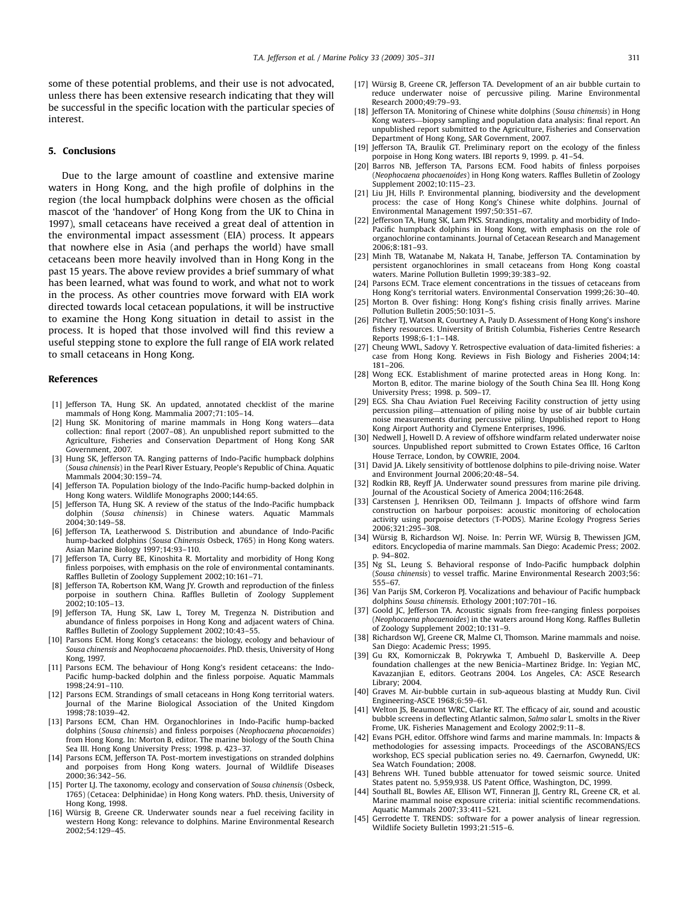some of these potential problems, and their use is not advocated, unless there has been extensive research indicating that they will be successful in the specific location with the particular species of interest.

## 5. Conclusions

Due to the large amount of coastline and extensive marine waters in Hong Kong, and the high profile of dolphins in the region (the local humpback dolphins were chosen as the official mascot of the 'handover' of Hong Kong from the UK to China in 1997), small cetaceans have received a great deal of attention in the environmental impact assessment (EIA) process. It appears that nowhere else in Asia (and perhaps the world) have small cetaceans been more heavily involved than in Hong Kong in the past 15 years. The above review provides a brief summary of what has been learned, what was found to work, and what not to work in the process. As other countries move forward with EIA work directed towards local cetacean populations, it will be instructive to examine the Hong Kong situation in detail to assist in the process. It is hoped that those involved will find this review a useful stepping stone to explore the full range of EIA work related to small cetaceans in Hong Kong.

## References

[1] Jefferson TA, Hung SK. An updated, annotated checklist of the marine mammals of Hong Kong. Mammalia 2007;71:105–14.

[2] Hung SK. Monitoring of marine mammals in Hong Kong waters—data collection: final report (2007–08). An unpublished report submitted to the Agriculture, Fisheries and Conservation Department of Hong Kong SAR Government, 2007.

[3] Hung SK, Jefferson TA. Ranging patterns of Indo-Pacific humpback dolphins (*Sousa chinensis*) in the Pearl River Estuary, People's Republic of China. Aquatic Mammals 2004;30:159–74.

[4] Jefferson TA. Population biology of the Indo-Pacific hump-backed dolphin in Hong Kong waters. Wildlife Monographs 2000;144:65.

[5] Jefferson TA, Hung SK. A review of the status of the Indo-Pacific humpback dolphin (*Sousa chinensis*) in Chinese waters. Aquatic Mammals 2004;30:149–58.

[6] Jefferson TA, Leatherwood S. Distribution and abundance of Indo-Pacific hump-backed dolphins (*Sousa Chinensis* Osbeck, 1765) in Hong Kong waters. Asian Marine Biology 1997;14:93–110.

[7] Jefferson TA, Curry BE, Kinoshita R. Mortality and morbidity of Hong Kong finless porpoises, with emphasis on the role of environmental contaminants. Raffles Bulletin of Zoology Supplement 2002;10:161–71.

[8] Jefferson TA, Robertson KM, Wang JY. Growth and reproduction of the finless porpoise in southern China. Raffles Bulletin of Zoology Supplement 2002;10:105–13.

[9] Jefferson TA, Hung SK, Law L, Torey M, Tregenza N. Distribution and abundance of finless porpoises in Hong Kong and adjacent waters of China. Raffles Bulletin of Zoology Supplement 2002;10:43–55.

[10] Parsons ECM. Hong Kong's cetaceans: the biology, ecology and behaviour of *Sousa chinensis* and *Neophocaena phocaenoides*. PhD. thesis, University of Hong Kong, 1997.

[11] Parsons ECM. The behaviour of Hong Kong's resident cetaceans: the Indo-Pacific hump-backed dolphin and the finless porpoise. Aquatic Mammals 1998;24:91–110.

[12] Parsons ECM. Strandings of small cetaceans in Hong Kong territorial waters. Journal of the Marine Biological Association of the United Kingdom 1998;78:1039–42.

[13] Parsons ECM, Chan HM. Organochlorines in Indo-Pacific hump-backed dolphins (*Sousa chinensis*) and finless porpoises (*Neophocaena phocaenoides*) from Hong Kong. In: Morton B, editor. The marine biology of the South China Sea III. Hong Kong University Press; 1998. p. 423–37.

[14] Parsons ECM, Jefferson TA. Post-mortem investigations on stranded dolphins and porpoises from Hong Kong waters. Journal of Wildlife Diseases 2000;36:342–56.

[15] Porter LJ. The taxonomy, ecology and conservation of *Sousa chinensis* (Osbeck, 1765) (Cetacea: Delphinidae) in Hong Kong waters. PhD. thesis, University of Hong Kong, 1998.

[16] Würsig B, Greene CR. Underwater sounds near a fuel receiving facility in western Hong Kong: relevance to dolphins. Marine Environmental Research 2002;54:129–45.

[17] Würsig B, Greene CR, Jefferson TA. Development of an air bubble curtain to reduce underwater noise of percussive piling. Marine Environmental Research 2000;49:79–93.

[18] Jefferson TA. Monitoring of Chinese white dolphins (*Sousa chinensis*) in Hong Kong waters—biopsy sampling and population data analysis: final report. An unpublished report submitted to the Agriculture, Fisheries and Conservation Department of Hong Kong, SAR Government, 2007.

[19] Jefferson TA, Braulik GT. Preliminary report on the ecology of the finless porpoise in Hong Kong waters. IBI reports 9, 1999. p. 41–54.

[20] Barros NB, Jefferson TA, Parsons ECM. Food habits of finless porpoises (*Neophocaena phocaenoides*) in Hong Kong waters. Raffles Bulletin of Zoology Supplement 2002;10:115–23.

[21] Liu JH, Hills P. Environmental planning, biodiversity and the development process: the case of Hong Kong's Chinese white dolphins. Journal of Environmental Management 1997;50:351–67.

[22] Jefferson TA, Hung SK, Lam PKS. Strandings, mortality and morbidity of Indo-Pacific humpback dolphins in Hong Kong, with emphasis on the role of organochlorine contaminants. Journal of Cetacean Research and Management 2006;8:181–93.

[23] Minh TB, Watanabe M, Nakata H, Tanabe, Jefferson TA. Contamination by persistent organochlorines in small cetaceans from Hong Kong coastal waters. Marine Pollution Bulletin 1999;39:383–92.

[24] Parsons ECM. Trace element concentrations in the tissues of cetaceans from Hong Kong's territorial waters. Environmental Conservation 1999;26:30–40.

[25] Morton B. Over fishing: Hong Kong's fishing crisis finally arrives. Marine Pollution Bulletin 2005;50:1031–5.

[26] Pitcher TJ, Watson R, Courtney A, Pauly D. Assessment of Hong Kong's inshore fishery resources. University of British Columbia, Fisheries Centre Research Reports 1998;6-1:1–148.

[27] Cheung WWL, Sadovy Y. Retrospective evaluation of data-limited fisheries: a case from Hong Kong. Reviews in Fish Biology and Fisheries 2004;14: 181–206.

[28] Wong ECK. Establishment of marine protected areas in Hong Kong. In: Morton B, editor. The marine biology of the South China Sea III. Hong Kong University Press; 1998. p. 509–17.

[29] EGS. Sha Chau Aviation Fuel Receiving Facility construction of jetty using percussion piling—attenuation of piling noise by use of air bubble curtain noise measurements during percussive piling. Unpublished report to Hong Kong Airport Authority and Clymene Enterprises, 1996.

[30] Nedwell J, Howell D. A review of offshore windfarm related underwater noise sources. Unpublished report submitted to Crown Estates Office, 16 Carlton House Terrace, London, by COWRIE, 2004.

[31] David JA. Likely sensitivity of bottlenose dolphins to pile-driving noise. Water and Environment Journal 2006;20:48–54.

[32] Rodkin RB, Reyff JA. Underwater sound pressures from marine pile driving. Journal of the Acoustical Society of America 2004;116:2648.

[33] Carstensen J, Henriksen OD, Teilmann J. Impacts of offshore wind farm construction on harbour porpoises: acoustic monitoring of echolocation activity using porpoise detectors (T-PODS). Marine Ecology Progress Series 2006;321:295–308.

[34] Würsig B, Richardson WJ. Noise. In: Perrin WF, Würsig B, Thewissen JGM, editors. Encyclopedia of marine mammals. San Diego: Academic Press; 2002. p. 94–802.

[35] Ng SL, Leung S. Behavioral response of Indo-Pacific humpback dolphin (*Sousa chinensis*) to vessel traffic. Marine Environmental Research 2003;56: 555–67.

[36] Van Parijs SM, Corkeron PJ. Vocalizations and behaviour of Pacific humpback dolphins *Sousa chinensis*. Ethology 2001;107:701–16.

[37] Goold JC, Jefferson TA. Acoustic signals from free-ranging finless porpoises (*Neophocaena phocaenoides*) in the waters around Hong Kong. Raffles Bulletin of Zoology Supplement 2002;10:131–9.

[38] Richardson WJ, Greene CR, Malme CI, Thomson. Marine mammals and noise. San Diego: Academic Press; 1995.

[39] Gu RX, Komorniczak B, Pokrywka T, Ambuehl D, Baskerville A. Deep foundation challenges at the new Benicia–Martinez Bridge. In: Yegian MC, Kavazanjian E, editors. Geotrans 2004. Los Angeles, CA: ASCE Research Library; 2004.

[40] Graves M. Air-bubble curtain in sub-aqueous blasting at Muddy Run. Civil Engineering-ASCE 1968;6:59–61.

[41] Welton JS, Beaumont WRC, Clarke RT. The efficacy of air, sound and acoustic bubble screens in deflecting Atlantic salmon, *Salmo salar* L. smolts in the River Frome, UK. Fisheries Management and Ecology 2002;9:11–8.

[42] Evans PGH, editor. Offshore wind farms and marine mammals. In: Impacts & methodologies for assessing impacts. Proceedings of the ASCOBANS/ECS workshop, ECS special publication series no. 49. Caernarfon, Gwynedd, UK: Sea Watch Foundation; 2008.

[43] Behrens WH. Tuned bubble attenuator for towed seismic source. United States patent no. 5,959,938. US Patent Office, Washington, DC, 1999.

[44] Southall BL, Bowles AE, Ellison WT, Finneran JJ, Gentry RL, Greene CR, et al. Marine mammal noise exposure criteria: initial scientific recommendations. Aquatic Mammals 2007;33:411–521.

[45] Gerrodette T. TRENDS: software for a power analysis of linear regression. Wildlife Society Bulletin 1993;21:515–6.